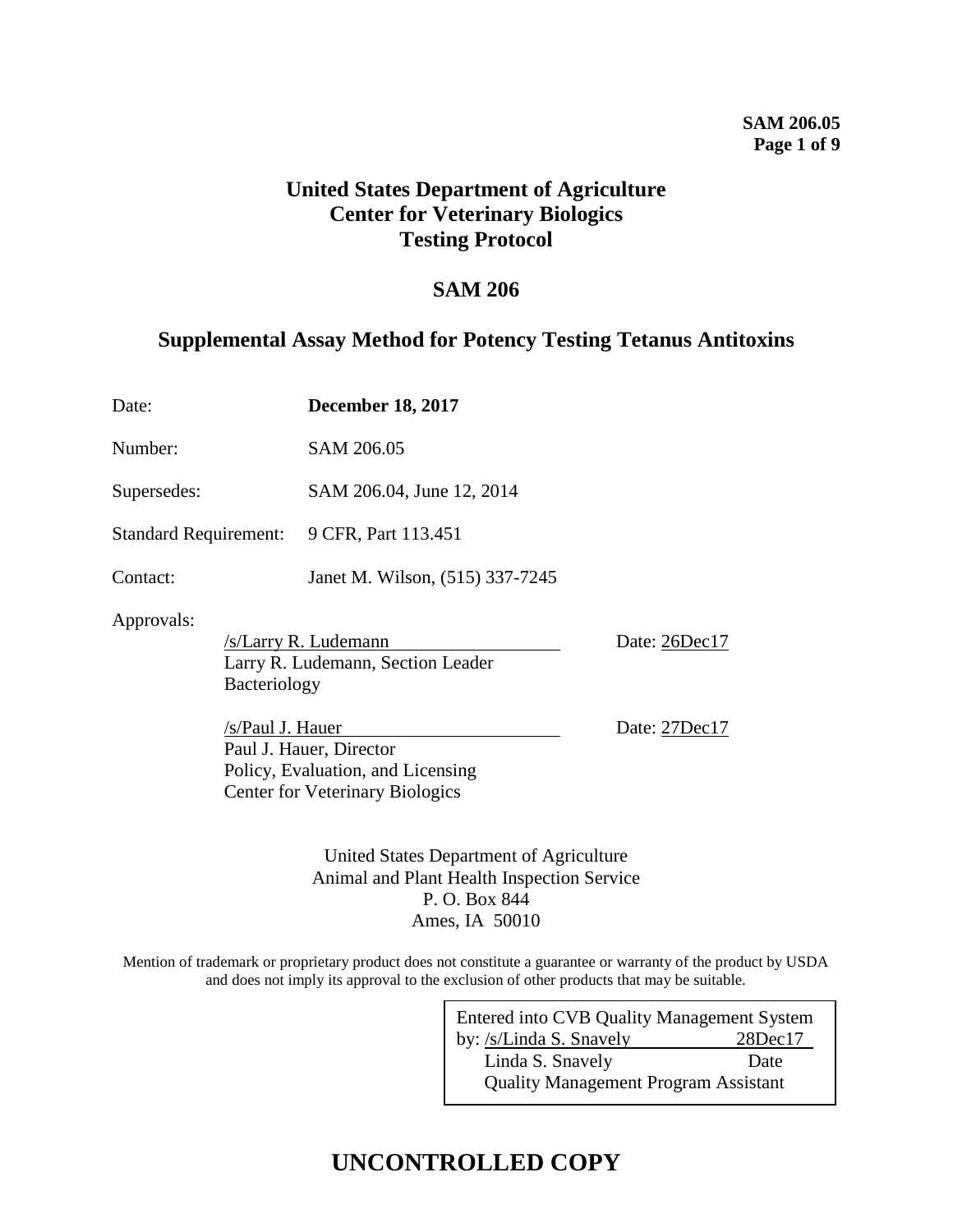# United States Department of Agriculture
# Center for Veterinary Biologics
# Testing Protocol

## SAM 206

## Supplemental Assay Method for Potency Testing Tetanus Antitoxins

Date: **December 18, 2017**

Number: SAM 206.05

Supersedes: SAM 206.04, June 12, 2014

Standard Requirement: 9 CFR, Part 113.451

Contact: Janet M. Wilson, (515) 337-7245

Approvals:

/s/Larry R. Ludemann Date: 26Dec17
Larry R. Ludemann, Section Leader
Bacteriology

/s/Paul J. Hauer Date: 27Dec17
Paul J. Hauer, Director
Policy, Evaluation, and Licensing
Center for Veterinary Biologics

United States Department of Agriculture
Animal and Plant Health Inspection Service
P. O. Box 844
Ames, IA 50010

Mention of trademark or proprietary product does not constitute a guarantee or warranty of the product by USDA and does not imply its approval to the exclusion of other products that may be suitable.

Entered into CVB Quality Management System
by: /s/Linda S. Snavely 28Dec17
Linda S. Snavely Date
Quality Management Program Assistant

**UNCONTROLLED COPY**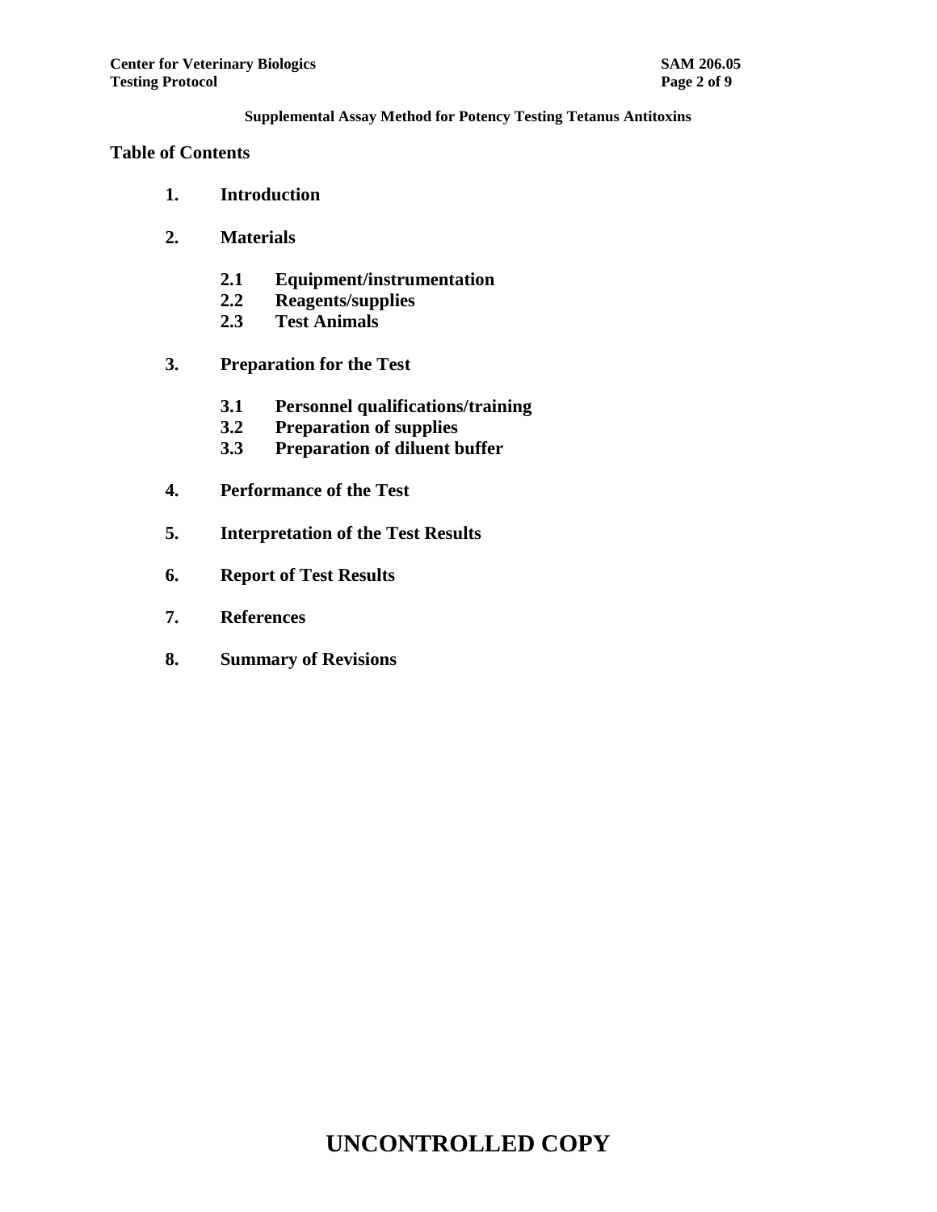## Table of Contents

1. **Introduction**

2. **Materials**

    2.1 **Equipment/instrumentation**
    2.2 **Reagents/supplies**
    2.3 **Test Animals**

3. **Preparation for the Test**

    3.1 **Personnel qualifications/training**
    3.2 **Preparation of supplies**
    3.3 **Preparation of diluent buffer**

4. **Performance of the Test**

5. **Interpretation of the Test Results**

6. **Report of Test Results**

7. **References**

8. **Summary of Revisions**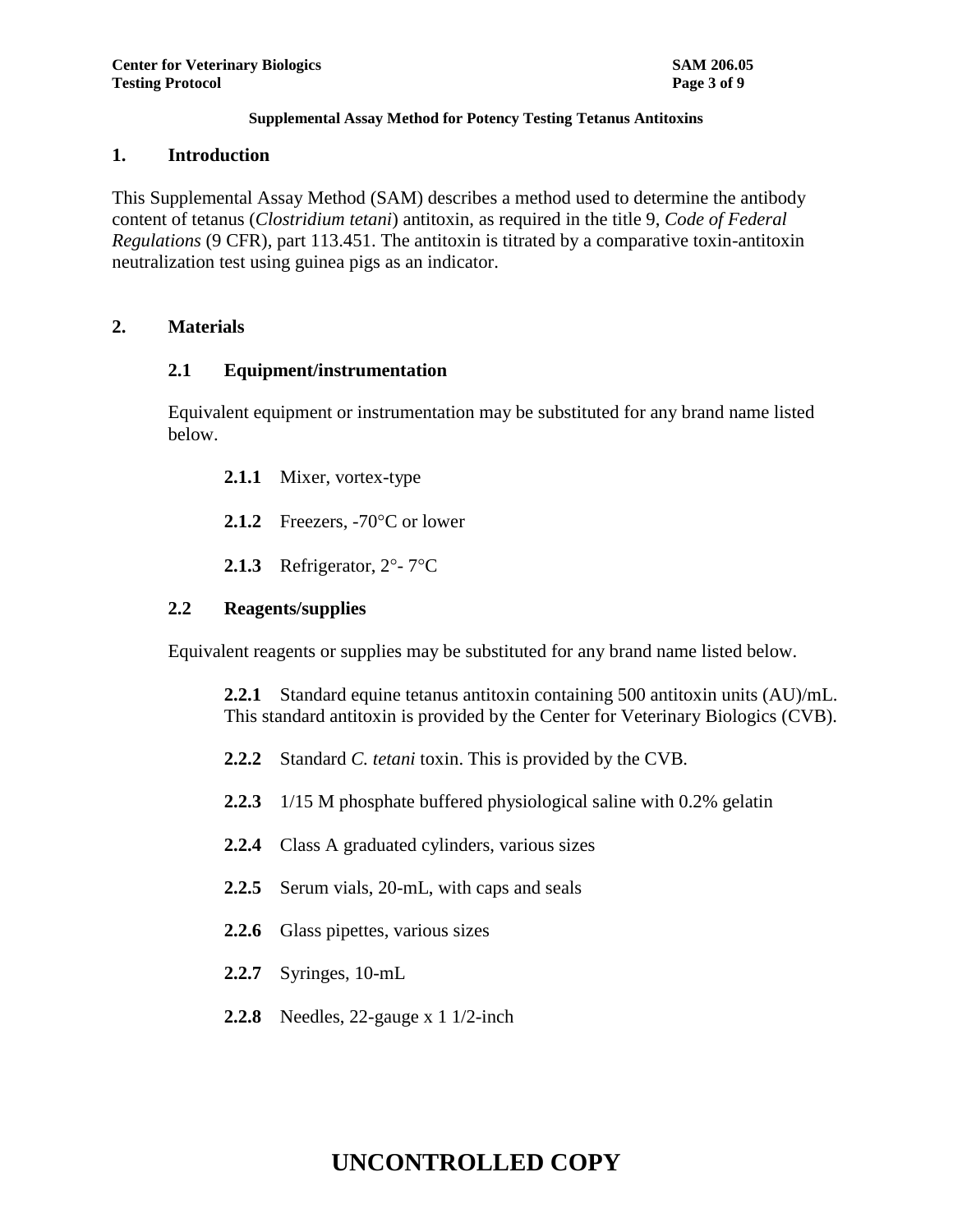**Supplemental Assay Method for Potency Testing Tetanus Antitoxins**

# 1. Introduction

This Supplemental Assay Method (SAM) describes a method used to determine the antibody content of tetanus (*Clostridium tetani*) antitoxin, as required in the title 9, *Code of Federal Regulations* (9 CFR), part 113.451. The antitoxin is titrated by a comparative toxin-antitoxin neutralization test using guinea pigs as an indicator.

# 2. Materials

## 2.1 Equipment/instrumentation

Equivalent equipment or instrumentation may be substituted for any brand name listed below.

**2.1.1** Mixer, vortex-type

**2.1.2** Freezers, -70°C or lower

**2.1.3** Refrigerator, 2°- 7°C

## 2.2 Reagents/supplies

Equivalent reagents or supplies may be substituted for any brand name listed below.

**2.2.1** Standard equine tetanus antitoxin containing 500 antitoxin units (AU)/mL. This standard antitoxin is provided by the Center for Veterinary Biologics (CVB).

**2.2.2** Standard *C. tetani* toxin. This is provided by the CVB.

**2.2.3** 1/15 M phosphate buffered physiological saline with 0.2% gelatin

**2.2.4** Class A graduated cylinders, various sizes

**2.2.5** Serum vials, 20-mL, with caps and seals

**2.2.6** Glass pipettes, various sizes

**2.2.7** Syringes, 10-mL

**2.2.8** Needles, 22-gauge x 1 1/2-inch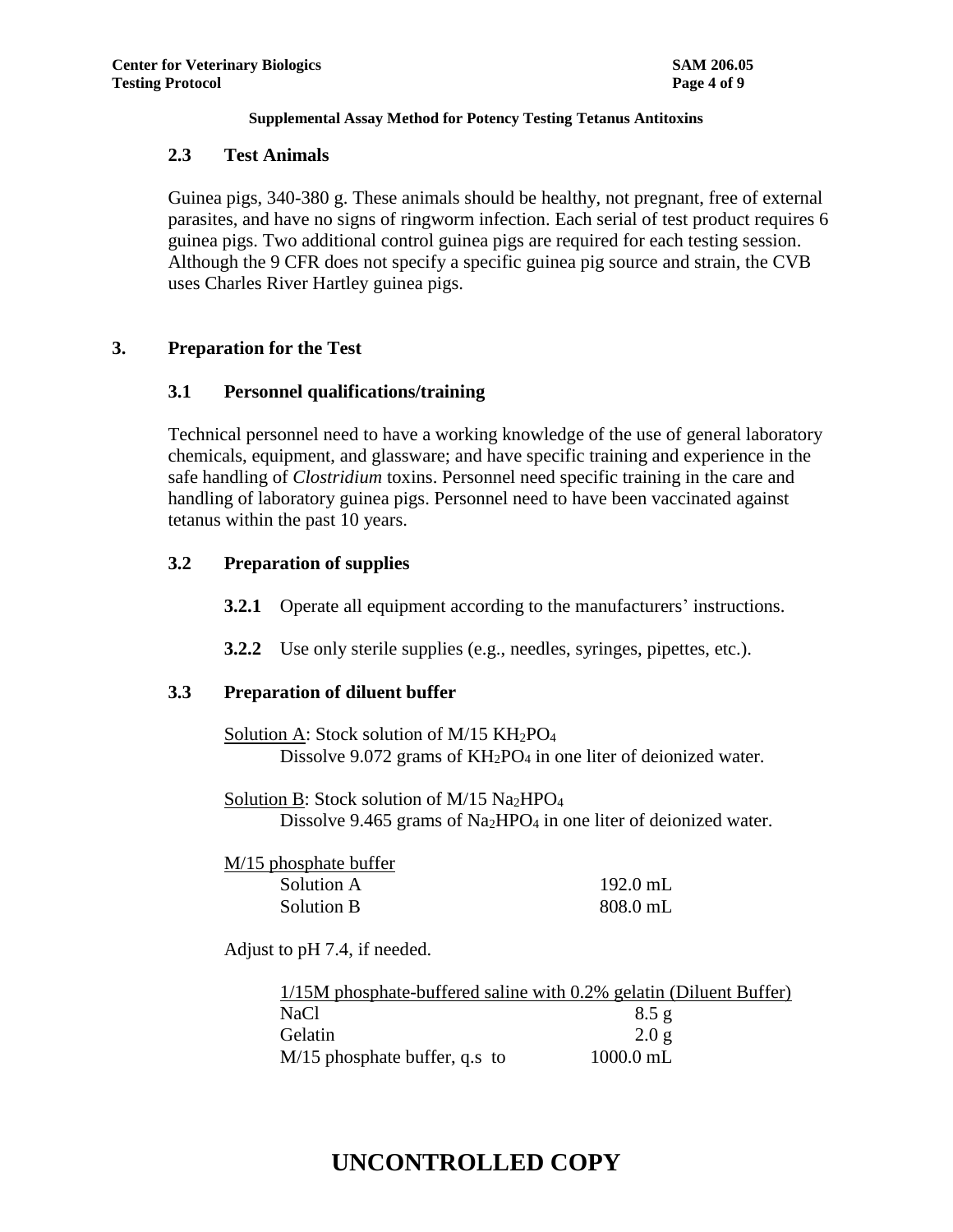### 2.3 Test Animals

Guinea pigs, 340-380 g. These animals should be healthy, not pregnant, free of external parasites, and have no signs of ringworm infection. Each serial of test product requires 6 guinea pigs. Two additional control guinea pigs are required for each testing session. Although the 9 CFR does not specify a specific guinea pig source and strain, the CVB uses Charles River Hartley guinea pigs.

## 3. Preparation for the Test

### 3.1 Personnel qualifications/training

Technical personnel need to have a working knowledge of the use of general laboratory chemicals, equipment, and glassware; and have specific training and experience in the safe handling of *Clostridium* toxins. Personnel need specific training in the care and handling of laboratory guinea pigs. Personnel need to have been vaccinated against tetanus within the past 10 years.

### 3.2 Preparation of supplies

**3.2.1** Operate all equipment according to the manufacturers' instructions.

**3.2.2** Use only sterile supplies (e.g., needles, syringes, pipettes, etc.).

### 3.3 Preparation of diluent buffer

<u>Solution A</u>: Stock solution of M/15 $KH_2PO_4$
Dissolve 9.072 grams of $KH_2PO_4$ in one liter of deionized water.

<u>Solution B</u>: Stock solution of M/15 $Na_2HPO_4$
Dissolve 9.465 grams of $Na_2HPO_4$ in one liter of deionized water.

| M/15 phosphate buffer | |
|---|---|
| Solution A | 192.0 mL |
| Solution B | 808.0 mL |

Adjust to pH 7.4, if needed.

| 1/15M phosphate-buffered saline with 0.2% gelatin (Diluent Buffer) | |
|---|---|
| NaCl | 8.5 g |
| Gelatin | 2.0 g |
| M/15 phosphate buffer, q.s to | 1000.0 mL |

# UNCONTROLLED COPY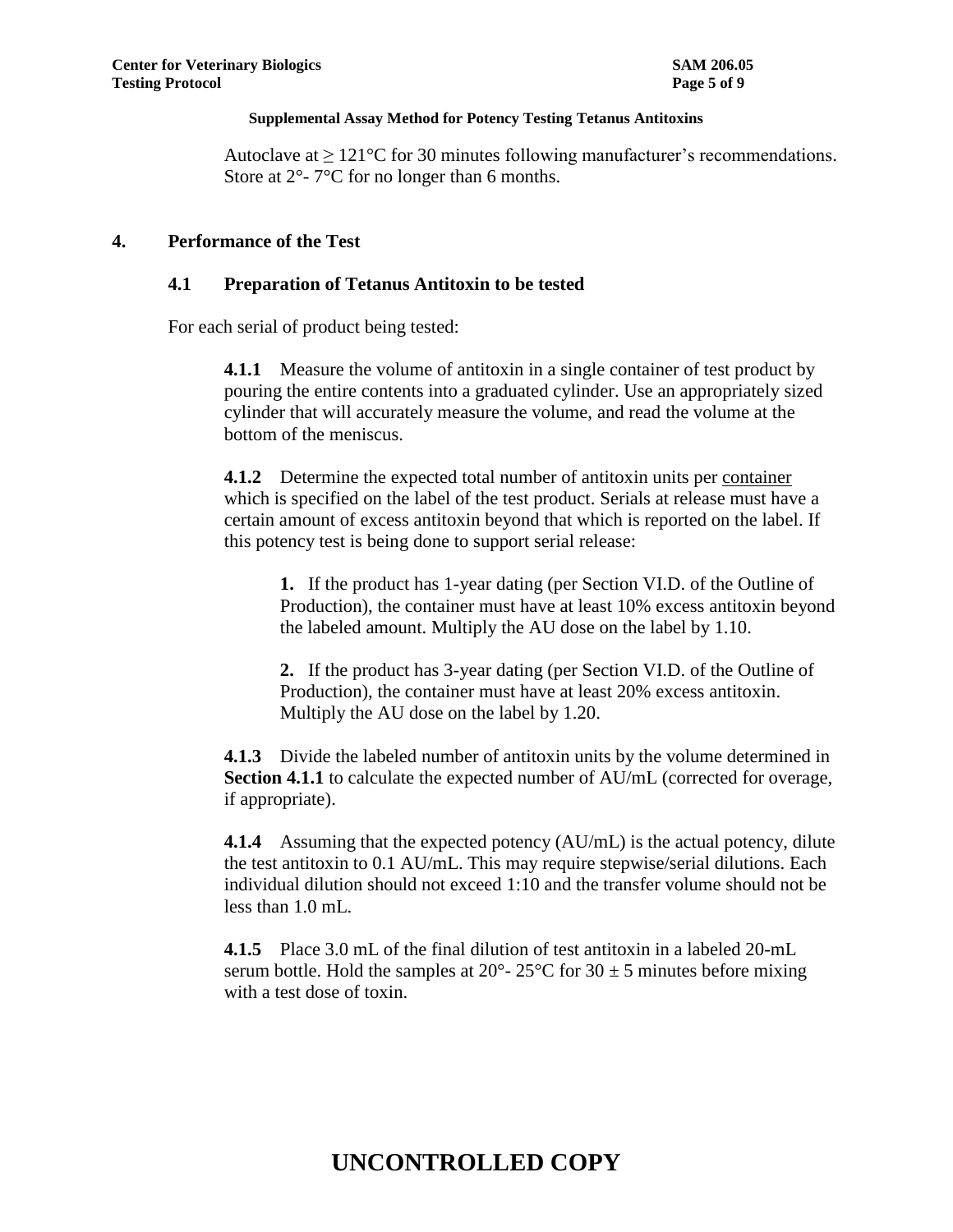Autoclave at ≥ 121°C for 30 minutes following manufacturer's recommendations. Store at 2°- 7°C for no longer than 6 months.

## 4. Performance of the Test

### 4.1 Preparation of Tetanus Antitoxin to be tested

For each serial of product being tested:

**4.1.1** Measure the volume of antitoxin in a single container of test product by pouring the entire contents into a graduated cylinder. Use an appropriately sized cylinder that will accurately measure the volume, and read the volume at the bottom of the meniscus.

**4.1.2** Determine the expected total number of antitoxin units per container which is specified on the label of the test product. Serials at release must have a certain amount of excess antitoxin beyond that which is reported on the label. If this potency test is being done to support serial release:

**1.** If the product has 1-year dating (per Section VI.D. of the Outline of Production), the container must have at least 10% excess antitoxin beyond the labeled amount. Multiply the AU dose on the label by 1.10.

**2.** If the product has 3-year dating (per Section VI.D. of the Outline of Production), the container must have at least 20% excess antitoxin. Multiply the AU dose on the label by 1.20.

**4.1.3** Divide the labeled number of antitoxin units by the volume determined in **Section 4.1.1** to calculate the expected number of AU/mL (corrected for overage, if appropriate).

**4.1.4** Assuming that the expected potency (AU/mL) is the actual potency, dilute the test antitoxin to 0.1 AU/mL. This may require stepwise/serial dilutions. Each individual dilution should not exceed 1:10 and the transfer volume should not be less than 1.0 mL.

**4.1.5** Place 3.0 mL of the final dilution of test antitoxin in a labeled 20-mL serum bottle. Hold the samples at 20°- 25°C for 30 ± 5 minutes before mixing with a test dose of toxin.

**UNCONTROLLED COPY**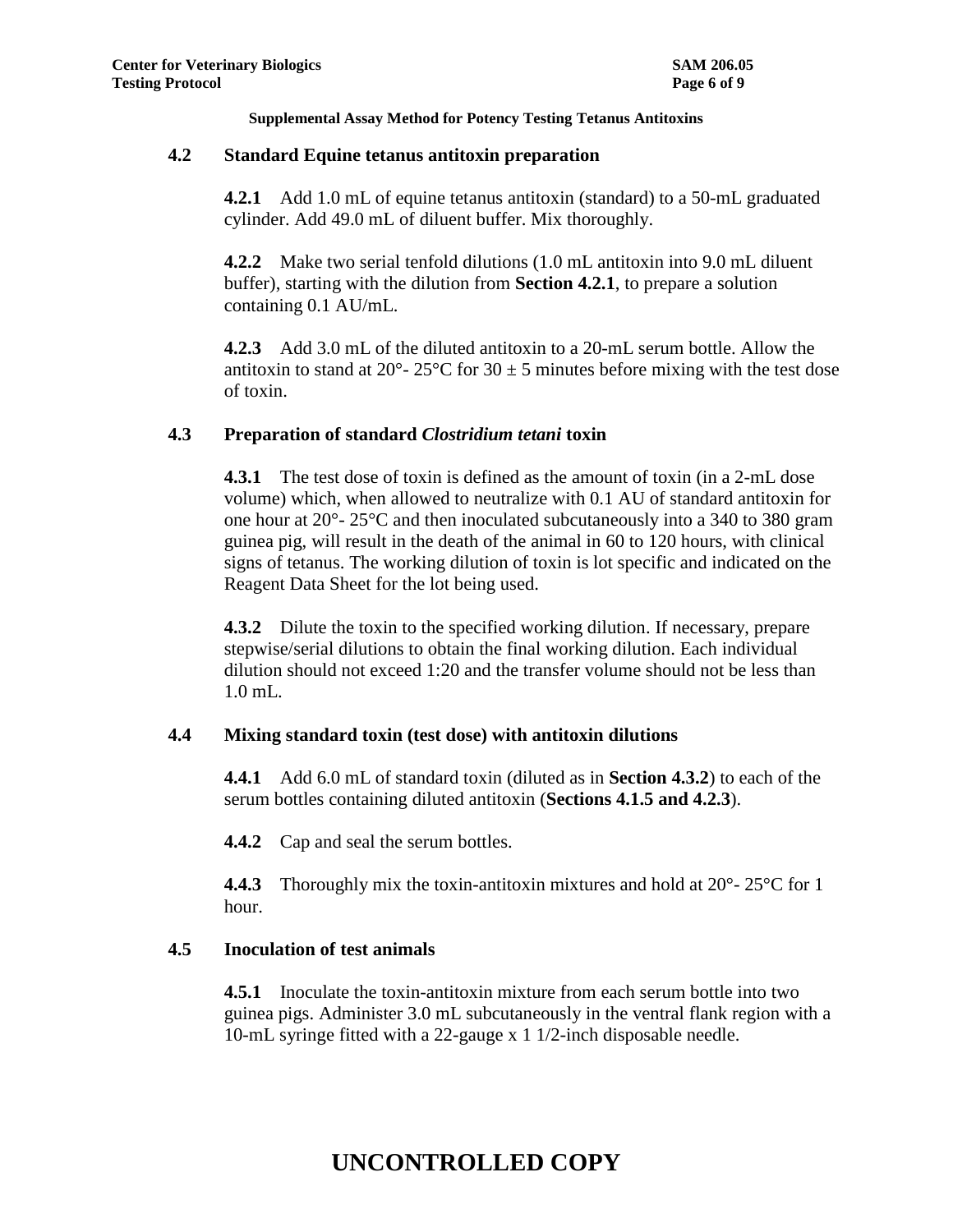### 4.2 Standard Equine tetanus antitoxin preparation

**4.2.1** Add 1.0 mL of equine tetanus antitoxin (standard) to a 50-mL graduated cylinder. Add 49.0 mL of diluent buffer. Mix thoroughly.

**4.2.2** Make two serial tenfold dilutions (1.0 mL antitoxin into 9.0 mL diluent buffer), starting with the dilution from **Section 4.2.1**, to prepare a solution containing 0.1 AU/mL.

**4.2.3** Add 3.0 mL of the diluted antitoxin to a 20-mL serum bottle. Allow the antitoxin to stand at 20°- 25°C for 30 ± 5 minutes before mixing with the test dose of toxin.

### 4.3 Preparation of standard *Clostridium tetani* toxin

**4.3.1** The test dose of toxin is defined as the amount of toxin (in a 2-mL dose volume) which, when allowed to neutralize with 0.1 AU of standard antitoxin for one hour at 20°- 25°C and then inoculated subcutaneously into a 340 to 380 gram guinea pig, will result in the death of the animal in 60 to 120 hours, with clinical signs of tetanus. The working dilution of toxin is lot specific and indicated on the Reagent Data Sheet for the lot being used.

**4.3.2** Dilute the toxin to the specified working dilution. If necessary, prepare stepwise/serial dilutions to obtain the final working dilution. Each individual dilution should not exceed 1:20 and the transfer volume should not be less than 1.0 mL.

### 4.4 Mixing standard toxin (test dose) with antitoxin dilutions

**4.4.1** Add 6.0 mL of standard toxin (diluted as in **Section 4.3.2**) to each of the serum bottles containing diluted antitoxin (**Sections 4.1.5 and 4.2.3**).

**4.4.2** Cap and seal the serum bottles.

**4.4.3** Thoroughly mix the toxin-antitoxin mixtures and hold at 20°- 25°C for 1 hour.

### 4.5 Inoculation of test animals

**4.5.1** Inoculate the toxin-antitoxin mixture from each serum bottle into two guinea pigs. Administer 3.0 mL subcutaneously in the ventral flank region with a 10-mL syringe fitted with a 22-gauge x 1 1/2-inch disposable needle.

**UNCONTROLLED COPY**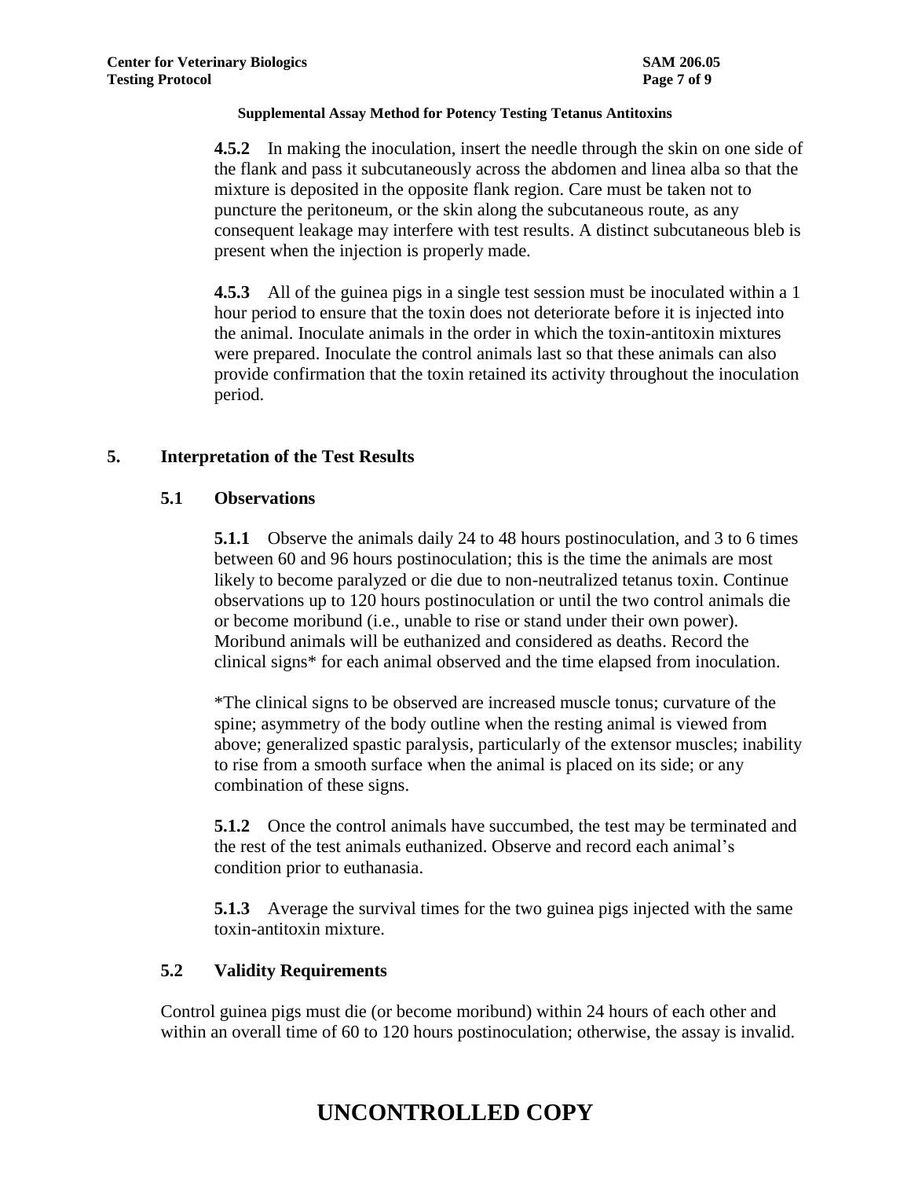**4.5.2** In making the inoculation, insert the needle through the skin on one side of the flank and pass it subcutaneously across the abdomen and linea alba so that the mixture is deposited in the opposite flank region. Care must be taken not to puncture the peritoneum, or the skin along the subcutaneous route, as any consequent leakage may interfere with test results. A distinct subcutaneous bleb is present when the injection is properly made.

**4.5.3** All of the guinea pigs in a single test session must be inoculated within a 1 hour period to ensure that the toxin does not deteriorate before it is injected into the animal. Inoculate animals in the order in which the toxin-antitoxin mixtures were prepared. Inoculate the control animals last so that these animals can also provide confirmation that the toxin retained its activity throughout the inoculation period.

## 5. Interpretation of the Test Results

### 5.1 Observations

**5.1.1** Observe the animals daily 24 to 48 hours postinoculation, and 3 to 6 times between 60 and 96 hours postinoculation; this is the time the animals are most likely to become paralyzed or die due to non-neutralized tetanus toxin. Continue observations up to 120 hours postinoculation or until the two control animals die or become moribund (i.e., unable to rise or stand under their own power). Moribund animals will be euthanized and considered as deaths. Record the clinical signs* for each animal observed and the time elapsed from inoculation.

*The clinical signs to be observed are increased muscle tonus; curvature of the spine; asymmetry of the body outline when the resting animal is viewed from above; generalized spastic paralysis, particularly of the extensor muscles; inability to rise from a smooth surface when the animal is placed on its side; or any combination of these signs.

**5.1.2** Once the control animals have succumbed, the test may be terminated and the rest of the test animals euthanized. Observe and record each animal's condition prior to euthanasia.

**5.1.3** Average the survival times for the two guinea pigs injected with the same toxin-antitoxin mixture.

### 5.2 Validity Requirements

Control guinea pigs must die (or become moribund) within 24 hours of each other and within an overall time of 60 to 120 hours postinoculation; otherwise, the assay is invalid.

**UNCONTROLLED COPY**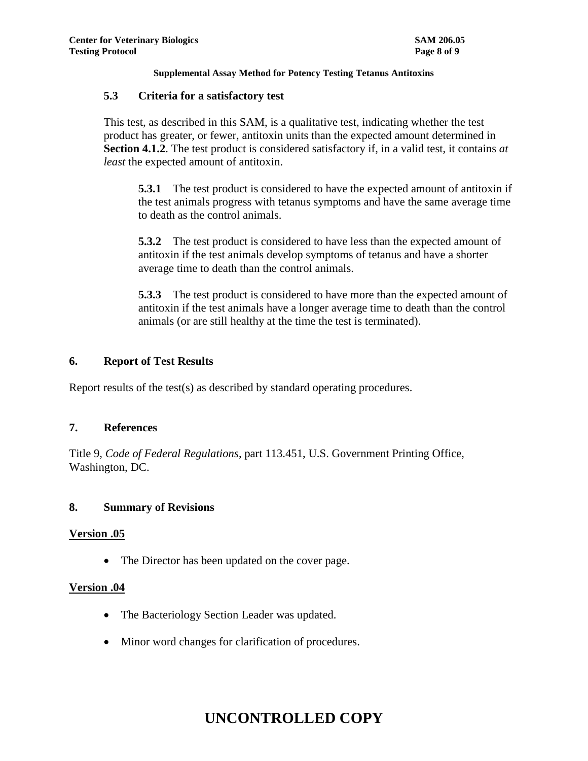### 5.3 Criteria for a satisfactory test

This test, as described in this SAM, is a qualitative test, indicating whether the test product has greater, or fewer, antitoxin units than the expected amount determined in **Section 4.1.2**. The test product is considered satisfactory if, in a valid test, it contains *at least* the expected amount of antitoxin.

**5.3.1** The test product is considered to have the expected amount of antitoxin if the test animals progress with tetanus symptoms and have the same average time to death as the control animals.

**5.3.2** The test product is considered to have less than the expected amount of antitoxin if the test animals develop symptoms of tetanus and have a shorter average time to death than the control animals.

**5.3.3** The test product is considered to have more than the expected amount of antitoxin if the test animals have a longer average time to death than the control animals (or are still healthy at the time the test is terminated).

## 6. Report of Test Results

Report results of the test(s) as described by standard operating procedures.

## 7. References

Title 9, *Code of Federal Regulations*, part 113.451, U.S. Government Printing Office, Washington, DC.

## 8. Summary of Revisions

**Version .05**

- The Director has been updated on the cover page.

**Version .04**

- The Bacteriology Section Leader was updated.
- Minor word changes for clarification of procedures.

**UNCONTROLLED COPY**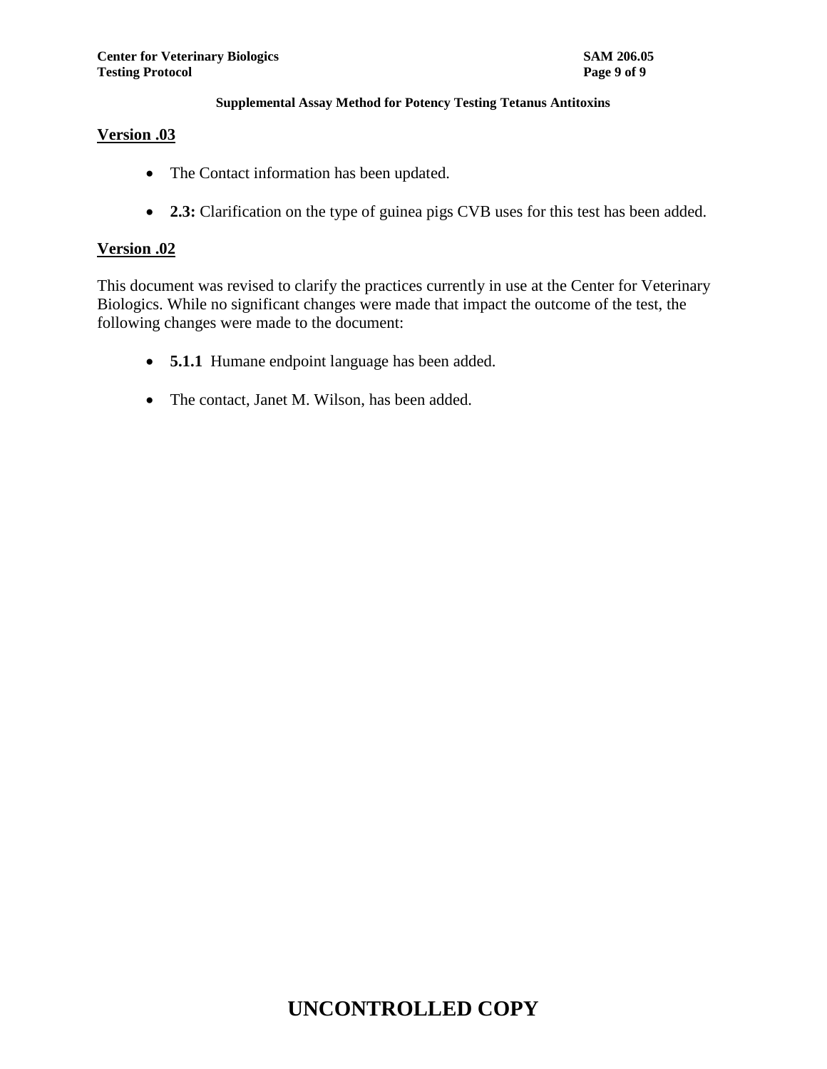**Version .03**

- The Contact information has been updated.

- **2.3:** Clarification on the type of guinea pigs CVB uses for this test has been added.

**Version .02**

This document was revised to clarify the practices currently in use at the Center for Veterinary Biologics. While no significant changes were made that impact the outcome of the test, the following changes were made to the document:

- **5.1.1** Humane endpoint language has been added.

- The contact, Janet M. Wilson, has been added.

**UNCONTROLLED COPY**